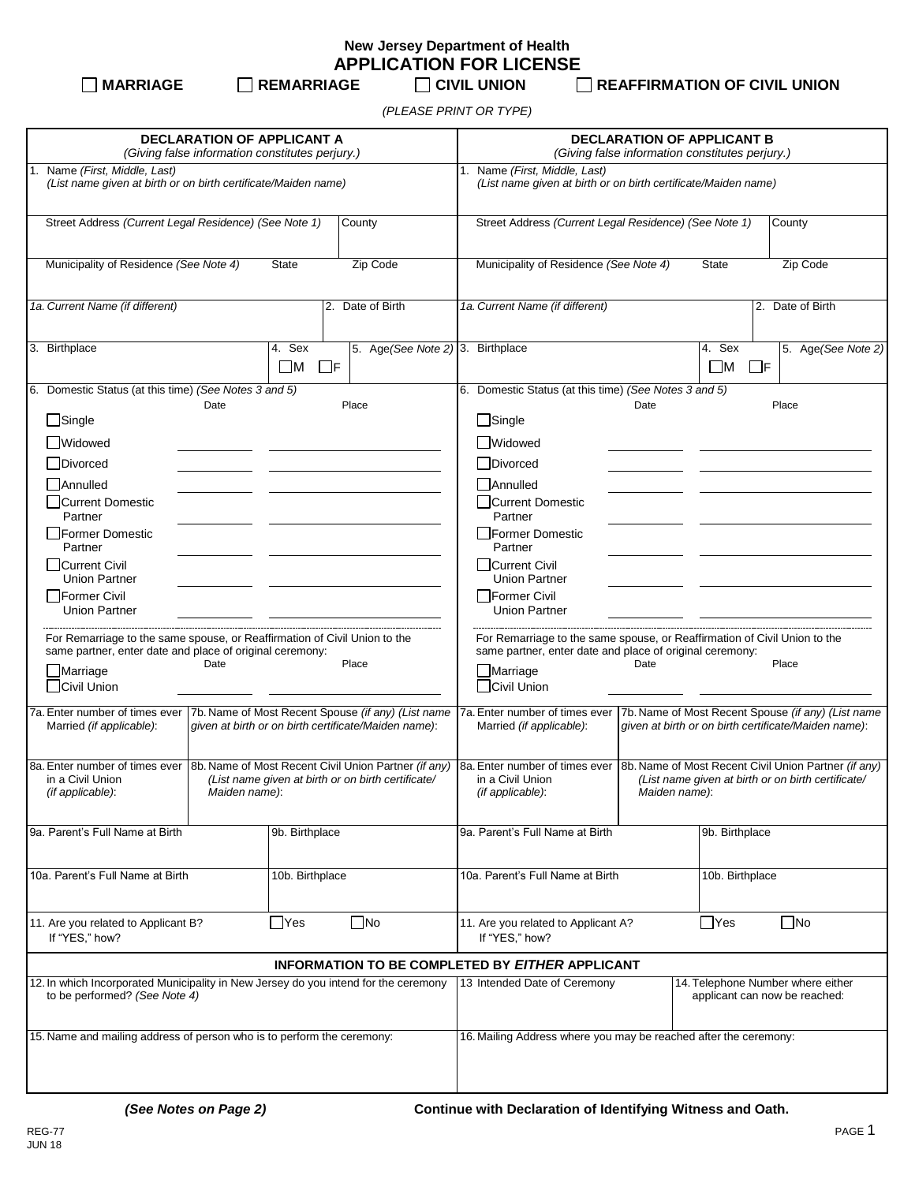**New Jersey Department of Health**

# APPLICATION FOR LICENSE

☐ **MARRIAGE** ☐ **REMARRIAGE** ☐ **CIVIL UNION** ☐ **REAFFIRMATION OF CIVIL UNION**

*(PLEASE PRINT OR TYPE)*

## DECLARATION OF APPLICANT A

*(Giving false information constitutes perjury.)*

1. Name *(First, Middle, Last)*
*(List name given at birth or on birth certificate/Maiden name)*

Street Address *(Current Legal Residence) (See Note 1)* | County

Municipality of Residence *(See Note 4)* | State | Zip Code

1a. *Current Name (if different)* | 2. Date of Birth

3. Birthplace | 4. Sex ☐M ☐F | 5. Age*(See Note 2)*

6. Domestic Status (at this time) *(See Notes 3 and 5)*

| | Date | Place |
|---|---|---|
| ☐Single | | |
| ☐Widowed | | |
| ☐Divorced | | |
| ☐Annulled | | |
| ☐Current Domestic Partner | | |
| ☐Former Domestic Partner | | |
| ☐Current Civil Union Partner | | |
| ☐Former Civil Union Partner | | |

For Remarriage to the same spouse, or Reaffirmation of Civil Union to the same partner, enter date and place of original ceremony:

| | Date | Place |
|---|---|---|
| ☐Marriage | | |
| ☐Civil Union | | |

7a. Enter number of times ever Married *(if applicable)*:

7b. Name of Most Recent Spouse *(if any) (List name given at birth or on birth certificate/Maiden name)*:

8a. Enter number of times ever in a Civil Union *(if applicable)*:

8b. Name of Most Recent Civil Union Partner *(if any) (List name given at birth or on birth certificate/ Maiden name)*:

9a. Parent's Full Name at Birth | 9b. Birthplace

10a. Parent's Full Name at Birth | 10b. Birthplace

11. Are you related to Applicant B? ☐Yes ☐No
If "YES," how?

## DECLARATION OF APPLICANT B

*(Giving false information constitutes perjury.)*

1. Name *(First, Middle, Last)*
*(List name given at birth or on birth certificate/Maiden name)*

Street Address *(Current Legal Residence) (See Note 1)* | County

Municipality of Residence *(See Note 4)* | State | Zip Code

1a. *Current Name (if different)* | 2. Date of Birth

3. Birthplace | 4. Sex ☐M ☐F | 5. Age*(See Note 2)*

6. Domestic Status (at this time) *(See Notes 3 and 5)*

| | Date | Place |
|---|---|---|
| ☐Single | | |
| ☐Widowed | | |
| ☐Divorced | | |
| ☐Annulled | | |
| ☐Current Domestic Partner | | |
| ☐Former Domestic Partner | | |
| ☐Current Civil Union Partner | | |
| ☐Former Civil Union Partner | | |

For Remarriage to the same spouse, or Reaffirmation of Civil Union to the same partner, enter date and place of original ceremony:

| | Date | Place |
|---|---|---|
| ☐Marriage | | |
| ☐Civil Union | | |

7a. Enter number of times ever Married *(if applicable)*:

7b. Name of Most Recent Spouse *(if any) (List name given at birth or on birth certificate/Maiden name)*:

8a. Enter number of times ever in a Civil Union *(if applicable)*:

8b. Name of Most Recent Civil Union Partner *(if any) (List name given at birth or on birth certificate/ Maiden name)*:

9a. Parent's Full Name at Birth | 9b. Birthplace

10a. Parent's Full Name at Birth | 10b. Birthplace

11. Are you related to Applicant A? ☐Yes ☐No
If "YES," how?

## INFORMATION TO BE COMPLETED BY *EITHER* APPLICANT

12. In which Incorporated Municipality in New Jersey do you intend for the ceremony to be performed? *(See Note 4)*

13 Intended Date of Ceremony

14. Telephone Number where either applicant can now be reached:

15. Name and mailing address of person who is to perform the ceremony:

16. Mailing Address where you may be reached after the ceremony:

***(See Notes on Page 2)*** **Continue with Declaration of Identifying Witness and Oath.**

REG-77
JUN 18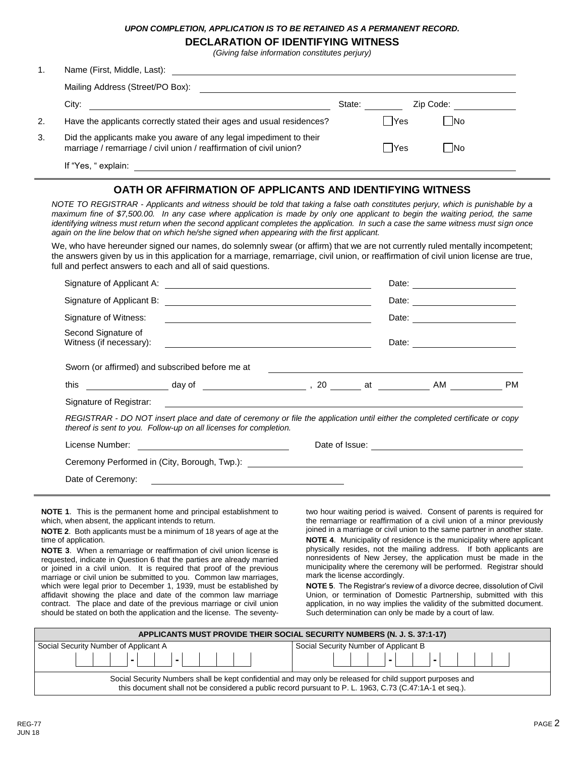*UPON COMPLETION, APPLICATION IS TO BE RETAINED AS A PERMANENT RECORD.*

## DECLARATION OF IDENTIFYING WITNESS

*(Giving false information constitutes perjury)*

1. Name (First, Middle, Last): ____________________

   Mailing Address (Street/PO Box): ____________________

   City: ____________________ State: ________ Zip Code: ________

2. Have the applicants correctly stated their ages and usual residences? ☐ Yes ☐ No

3. Did the applicants make you aware of any legal impediment to their marriage / remarriage / civil union / reaffirmation of civil union? ☐ Yes ☐ No

   If "Yes, " explain: ____________________

## OATH OR AFFIRMATION OF APPLICANTS AND IDENTIFYING WITNESS

*NOTE TO REGISTRAR - Applicants and witness should be told that taking a false oath constitutes perjury, which is punishable by a maximum fine of $7,500.00. In any case where application is made by only one applicant to begin the waiting period, the same identifying witness must return when the second applicant completes the application. In such a case the same witness must sign once again on the line below that on which he/she signed when appearing with the first applicant.*

We, who have hereunder signed our names, do solemnly swear (or affirm) that we are not currently ruled mentally incompetent; the answers given by us in this application for a marriage, remarriage, civil union, or reaffirmation of civil union license are true, full and perfect answers to each and all of said questions.

Signature of Applicant A: ____________________ Date: ____________

Signature of Applicant B: ____________________ Date: ____________

Signature of Witness: ____________________ Date: ____________

Second Signature of Witness (if necessary): ____________________ Date: ____________

Sworn (or affirmed) and subscribed before me at ____________________

this ________ day of ____________, 20 ____ at ________ AM ________ PM

Signature of Registrar: ____________________

*REGISTRAR - DO NOT insert place and date of ceremony or file the application until either the completed certificate or copy thereof is sent to you. Follow-up on all licenses for completion.*

License Number: ____________________ Date of Issue: ____________________

Ceremony Performed in (City, Borough, Twp.): ____________________

Date of Ceremony: ____________________

**NOTE 1**. This is the permanent home and principal establishment to which, when absent, the applicant intends to return.

**NOTE 2**. Both applicants must be a minimum of 18 years of age at the time of application.

**NOTE 3**. When a remarriage or reaffirmation of civil union license is requested, indicate in Question 6 that the parties are already married or joined in a civil union. It is required that proof of the previous marriage or civil union be submitted to you. Common law marriages, which were legal prior to December 1, 1939, must be established by affidavit showing the place and date of the common law marriage contract. The place and date of the previous marriage or civil union should be stated on both the application and the license. The seventy-two hour waiting period is waived. Consent of parents is required for the remarriage or reaffirmation of a civil union of a minor previously joined in a marriage or civil union to the same partner in another state.

**NOTE 4**. Municipality of residence is the municipality where applicant physically resides, not the mailing address. If both applicants are nonresidents of New Jersey, the application must be made in the municipality where the ceremony will be performed. Registrar should mark the license accordingly.

**NOTE 5**. The Registrar's review of a divorce decree, dissolution of Civil Union, or termination of Domestic Partnership, submitted with this application, in no way implies the validity of the submitted document. Such determination can only be made by a court of law.

| APPLICANTS MUST PROVIDE THEIR SOCIAL SECURITY NUMBERS (N. J. S. 37:1-17) | |
|---|---|
| Social Security Number of Applicant A | Social Security Number of Applicant B |
| ___ ___ ___ - ___ ___ - ___ ___ ___ ___ | ___ ___ ___ - ___ ___ - ___ ___ ___ ___ |
| Social Security Numbers shall be kept confidential and may only be released for child support purposes and this document shall not be considered a public record pursuant to P. L. 1963, C.73 (C.47:1A-1 et seq.). | |

REG-77
JUN 18